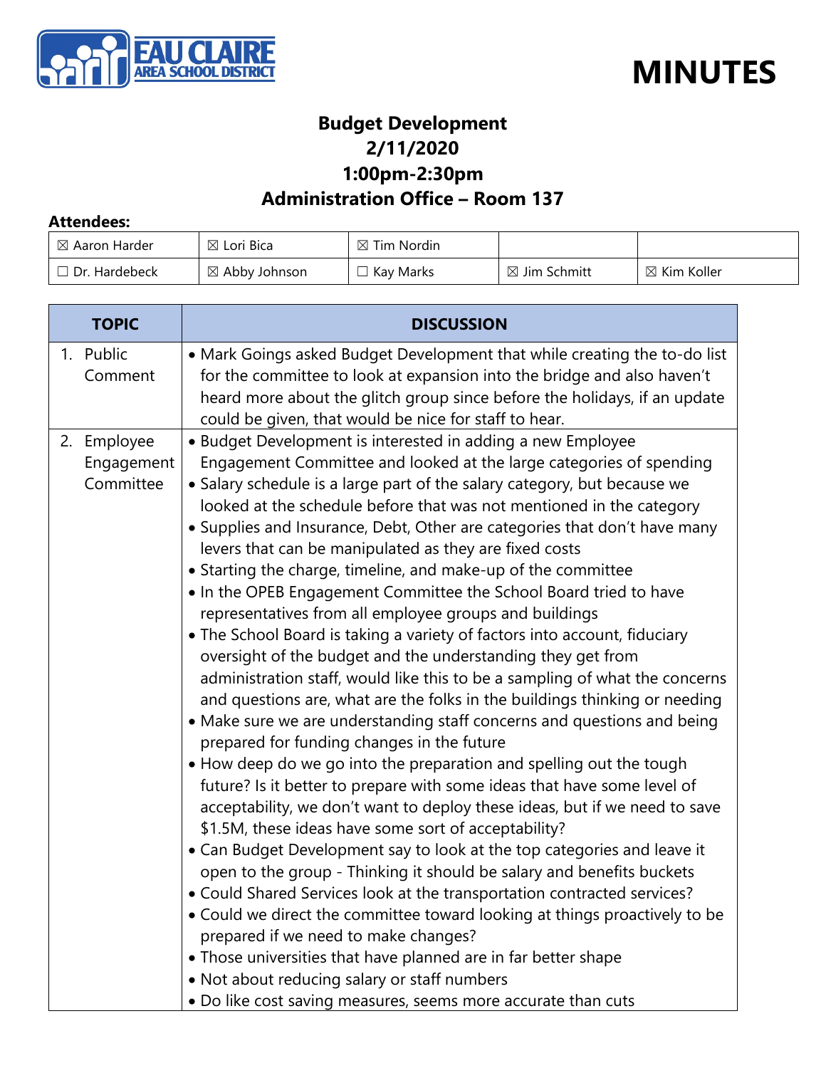EAU CLAIRE AREA SCHOOL DISTRICT

# MINUTES

## Budget Development
## 2/11/2020
## 1:00pm-2:30pm
## Administration Office – Room 137

**Attendees:**

| | | | | |
|---|---|---|---|---|
| ☒ Aaron Harder | ☒ Lori Bica | ☒ Tim Nordin | | |
| ☐ Dr. Hardebeck | ☒ Abby Johnson | ☐ Kay Marks | ☒ Jim Schmitt | ☒ Kim Koller |

| TOPIC | DISCUSSION |
|---|---|
| 1. Public Comment | • Mark Goings asked Budget Development that while creating the to-do list for the committee to look at expansion into the bridge and also haven't heard more about the glitch group since before the holidays, if an update could be given, that would be nice for staff to hear. |
| 2. Employee Engagement Committee | • Budget Development is interested in adding a new Employee Engagement Committee and looked at the large categories of spending<br>• Salary schedule is a large part of the salary category, but because we looked at the schedule before that was not mentioned in the category<br>• Supplies and Insurance, Debt, Other are categories that don't have many levers that can be manipulated as they are fixed costs<br>• Starting the charge, timeline, and make-up of the committee<br>• In the OPEB Engagement Committee the School Board tried to have representatives from all employee groups and buildings<br>• The School Board is taking a variety of factors into account, fiduciary oversight of the budget and the understanding they get from administration staff, would like this to be a sampling of what the concerns and questions are, what are the folks in the buildings thinking or needing<br>• Make sure we are understanding staff concerns and questions and being prepared for funding changes in the future<br>• How deep do we go into the preparation and spelling out the tough future? Is it better to prepare with some ideas that have some level of acceptability, we don't want to deploy these ideas, but if we need to save $1.5M, these ideas have some sort of acceptability?<br>• Can Budget Development say to look at the top categories and leave it open to the group - Thinking it should be salary and benefits buckets<br>• Could Shared Services look at the transportation contracted services?<br>• Could we direct the committee toward looking at things proactively to be prepared if we need to make changes?<br>• Those universities that have planned are in far better shape<br>• Not about reducing salary or staff numbers<br>• Do like cost saving measures, seems more accurate than cuts |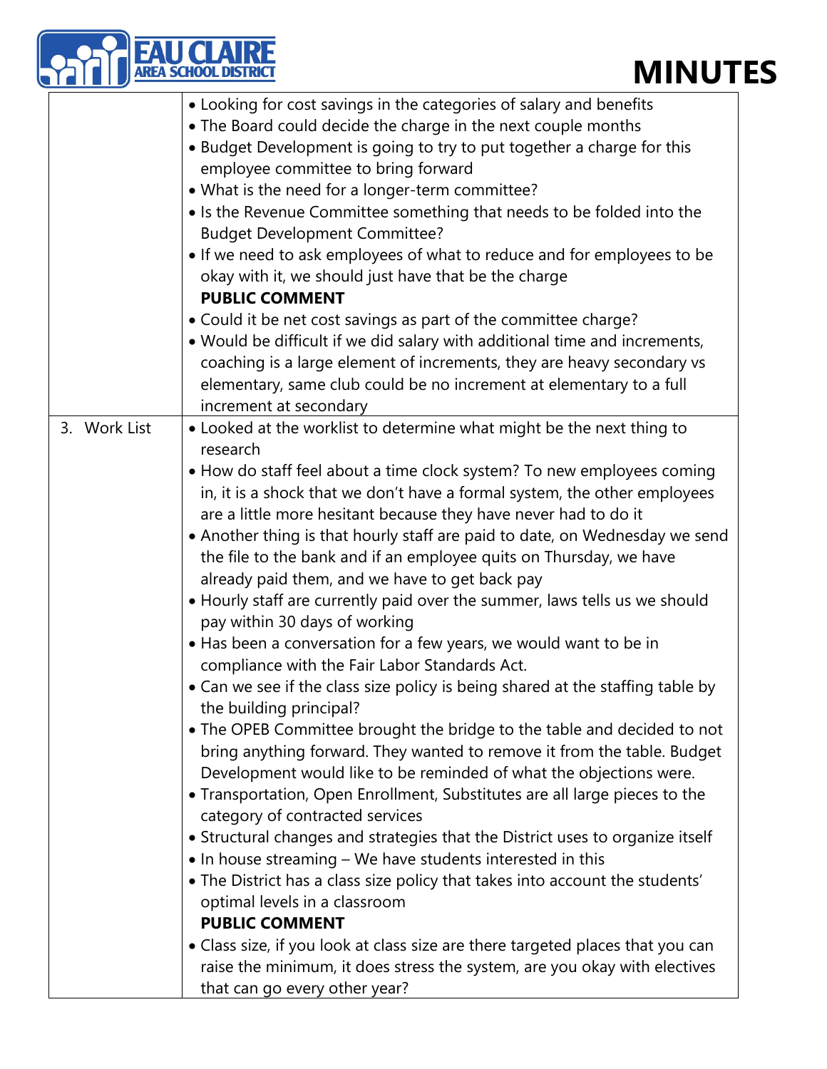| | |
|---|---|
| | • Looking for cost savings in the categories of salary and benefits<br>• The Board could decide the charge in the next couple months<br>• Budget Development is going to try to put together a charge for this employee committee to bring forward<br>• What is the need for a longer-term committee?<br>• Is the Revenue Committee something that needs to be folded into the Budget Development Committee?<br>• If we need to ask employees of what to reduce and for employees to be okay with it, we should just have that be the charge<br>**PUBLIC COMMENT**<br>• Could it be net cost savings as part of the committee charge?<br>• Would be difficult if we did salary with additional time and increments, coaching is a large element of increments, they are heavy secondary vs elementary, same club could be no increment at elementary to a full increment at secondary |
| 3. Work List | • Looked at the worklist to determine what might be the next thing to research<br>• How do staff feel about a time clock system? To new employees coming in, it is a shock that we don't have a formal system, the other employees are a little more hesitant because they have never had to do it<br>• Another thing is that hourly staff are paid to date, on Wednesday we send the file to the bank and if an employee quits on Thursday, we have already paid them, and we have to get back pay<br>• Hourly staff are currently paid over the summer, laws tells us we should pay within 30 days of working<br>• Has been a conversation for a few years, we would want to be in compliance with the Fair Labor Standards Act.<br>• Can we see if the class size policy is being shared at the staffing table by the building principal?<br>• The OPEB Committee brought the bridge to the table and decided to not bring anything forward. They wanted to remove it from the table. Budget Development would like to be reminded of what the objections were.<br>• Transportation, Open Enrollment, Substitutes are all large pieces to the category of contracted services<br>• Structural changes and strategies that the District uses to organize itself<br>• In house streaming – We have students interested in this<br>• The District has a class size policy that takes into account the students' optimal levels in a classroom<br>**PUBLIC COMMENT**<br>• Class size, if you look at class size are there targeted places that you can raise the minimum, it does stress the system, are you okay with electives that can go every other year? |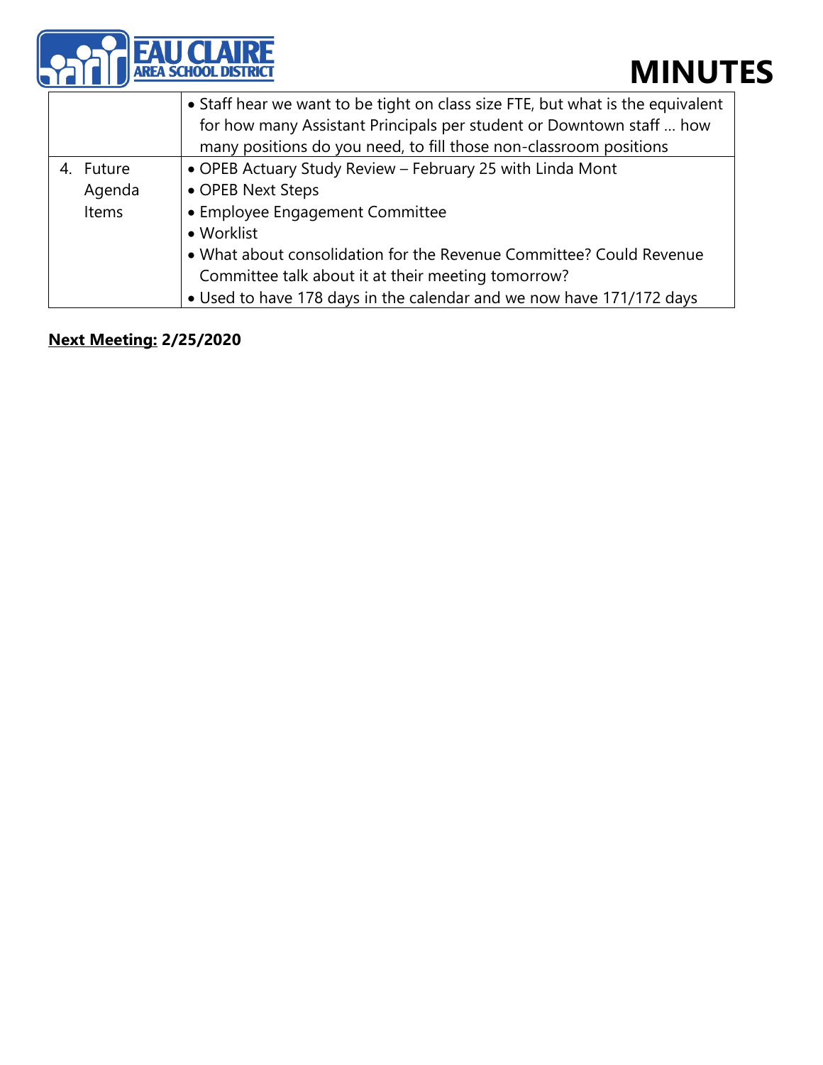| | |
|---|---|
| | • Staff hear we want to be tight on class size FTE, but what is the equivalent for how many Assistant Principals per student or Downtown staff … how many positions do you need, to fill those non-classroom positions |
| 4. Future Agenda Items | • OPEB Actuary Study Review – February 25 with Linda Mont<br>• OPEB Next Steps<br>• Employee Engagement Committee<br>• Worklist<br>• What about consolidation for the Revenue Committee? Could Revenue Committee talk about it at their meeting tomorrow?<br>• Used to have 178 days in the calendar and we now have 171/172 days |

**Next Meeting: 2/25/2020**